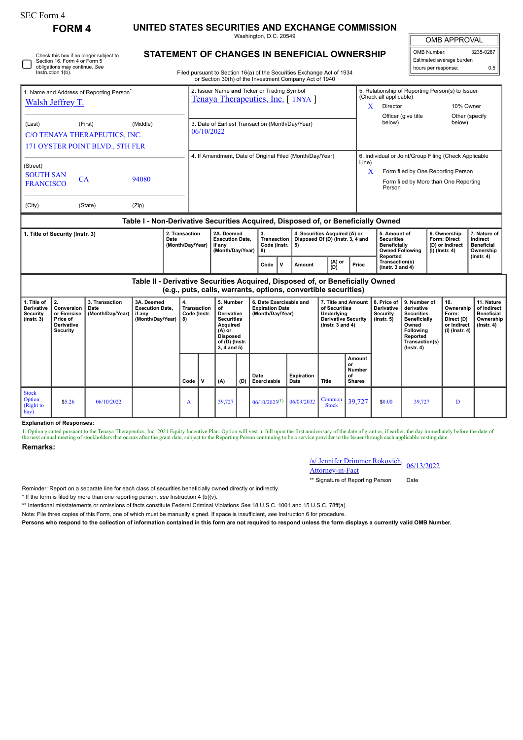SEC Form 4

# FORM 4

## UNITED STATES SECURITIES AND EXCHANGE COMMISSION

Washington, D.C. 20549

## STATEMENT OF CHANGES IN BENEFICIAL OWNERSHIP

Filed pursuant to Section 16(a) of the Securities Exchange Act of 1934 or Section 30(h) of the Investment Company Act of 1940

| OMB APPROVAL | |
|---|---|
| OMB Number: | 3235-0287 |
| Estimated average burden | |
| hours per response: | 0.5 |

☐ Check this box if no longer subject to Section 16. Form 4 or Form 5 obligations may continue. *See* Instruction 1(b).

| 1. Name and Address of Reporting Person* | 2. Issuer Name and Ticker or Trading Symbol | 5. Relationship of Reporting Person(s) to Issuer (Check all applicable) |
|---|---|---|
| Walsh Jeffrey T. | Tenaya Therapeutics, Inc. [ TNYA ] | X Director; 10% Owner; Officer (give title below); Other (specify below) |
| (Last) (First) (Middle) C/O TENAYA THERAPEUTICS, INC. 171 OYSTER POINT BLVD., 5TH FLR | 3. Date of Earliest Transaction (Month/Day/Year) 06/10/2022 | |
| (Street) SOUTH SAN FRANCISCO CA 94080 | 4. If Amendment, Date of Original Filed (Month/Day/Year) | 6. Individual or Joint/Group Filing (Check Applicable Line) X Form filed by One Reporting Person; Form filed by More than One Reporting Person |
| (City) (State) (Zip) | | |

### Table I - Non-Derivative Securities Acquired, Disposed of, or Beneficially Owned

| 1. Title of Security (Instr. 3) | 2. Transaction Date (Month/Day/Year) | 2A. Deemed Execution Date, if any (Month/Day/Year) | 3. Transaction Code (Instr. 8) | | 4. Securities Acquired (A) or Disposed Of (D) (Instr. 3, 4 and 5) | | | 5. Amount of Securities Beneficially Owned Following Reported Transaction(s) (Instr. 3 and 4) | 6. Ownership Form: Direct (D) or Indirect (I) (Instr. 4) | 7. Nature of Indirect Beneficial Ownership (Instr. 4) |
|---|---|---|---|---|---|---|---|---|---|---|
| | | | Code | V | Amount | (A) or (D) | Price | | | |

### Table II - Derivative Securities Acquired, Disposed of, or Beneficially Owned (e.g., puts, calls, warrants, options, convertible securities)

| 1. Title of Derivative Security (Instr. 3) | 2. Conversion or Exercise Price of Derivative Security | 3. Transaction Date (Month/Day/Year) | 3A. Deemed Execution Date, if any (Month/Day/Year) | 4. Transaction Code (Instr. 8) | | 5. Number of Derivative Securities Acquired (A) or Disposed of (D) (Instr. 3, 4 and 5) | | 6. Date Exercisable and Expiration Date (Month/Day/Year) | | 7. Title and Amount of Securities Underlying Derivative Security (Instr. 3 and 4) | | 8. Price of Derivative Security (Instr. 5) | 9. Number of derivative Securities Beneficially Owned Following Reported Transaction(s) (Instr. 4) | 10. Ownership Form: Direct (D) or Indirect (I) (Instr. 4) | 11. Nature of Indirect Beneficial Ownership (Instr. 4) |
|---|---|---|---|---|---|---|---|---|---|---|---|---|---|---|---|
| | | | | Code | V | (A) | (D) | Date Exercisable | Expiration Date | Title | Amount or Number of Shares | | | | |
| Stock Option (Right to buy) | $5.26 | 06/10/2022 | | A | | 39,727 | | 06/10/2023[(1)] | 06/09/2032 | Common Stock | 39,727 | $0.00 | 39,727 | D | |

**Explanation of Responses:**

1. Option granted pursuant to the Tenaya Therapeutics, Inc. 2021 Equity Incentive Plan. Option will vest in full upon the first anniversary of the date of grant or, if earlier, the day immediately before the date of the next annual meeting of stockholders that occurs after the grant date, subject to the Reporting Person continuing to be a service provider to the Issuer through each applicable vesting date.

**Remarks:**

/s/ Jennifer Drimmer Rokovich, Attorney-in-Fact — 06/13/2022

** Signature of Reporting Person — Date

Reminder: Report on a separate line for each class of securities beneficially owned directly or indirectly.

\* If the form is filed by more than one reporting person, *see* Instruction 4 (b)(v).

\*\* Intentional misstatements or omissions of facts constitute Federal Criminal Violations *See* 18 U.S.C. 1001 and 15 U.S.C. 78ff(a).

Note: File three copies of this Form, one of which must be manually signed. If space is insufficient, *see* Instruction 6 for procedure.

**Persons who respond to the collection of information contained in this form are not required to respond unless the form displays a currently valid OMB Number.**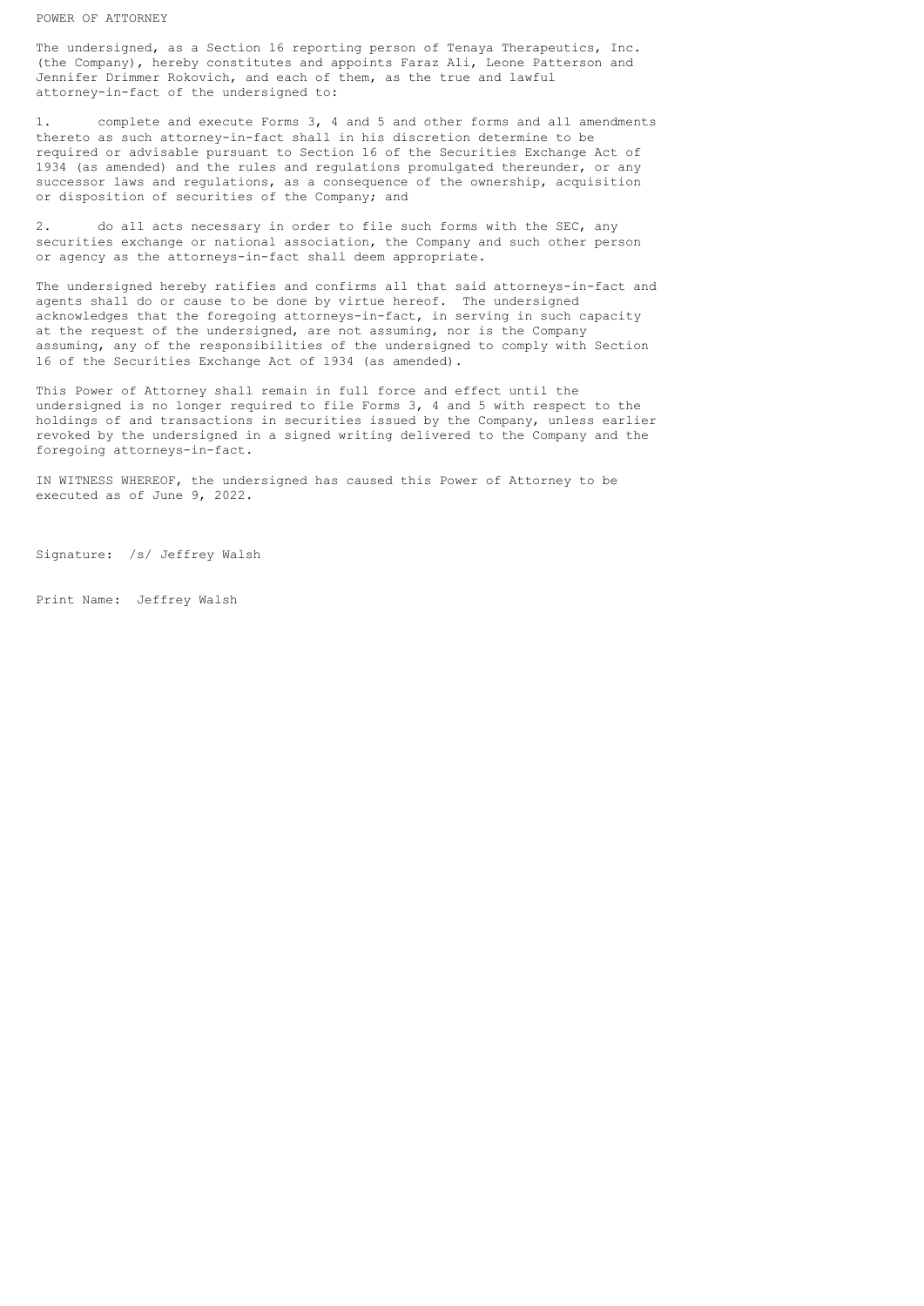# POWER OF ATTORNEY

The undersigned, as a Section 16 reporting person of Tenaya Therapeutics, Inc. (the Company), hereby constitutes and appoints Faraz Ali, Leone Patterson and Jennifer Drimmer Rokovich, and each of them, as the true and lawful attorney-in-fact of the undersigned to:

1. complete and execute Forms 3, 4 and 5 and other forms and all amendments thereto as such attorney-in-fact shall in his discretion determine to be required or advisable pursuant to Section 16 of the Securities Exchange Act of 1934 (as amended) and the rules and regulations promulgated thereunder, or any successor laws and regulations, as a consequence of the ownership, acquisition or disposition of securities of the Company; and

2. do all acts necessary in order to file such forms with the SEC, any securities exchange or national association, the Company and such other person or agency as the attorneys-in-fact shall deem appropriate.

The undersigned hereby ratifies and confirms all that said attorneys-in-fact and agents shall do or cause to be done by virtue hereof. The undersigned acknowledges that the foregoing attorneys-in-fact, in serving in such capacity at the request of the undersigned, are not assuming, nor is the Company assuming, any of the responsibilities of the undersigned to comply with Section 16 of the Securities Exchange Act of 1934 (as amended).

This Power of Attorney shall remain in full force and effect until the undersigned is no longer required to file Forms 3, 4 and 5 with respect to the holdings of and transactions in securities issued by the Company, unless earlier revoked by the undersigned in a signed writing delivered to the Company and the foregoing attorneys-in-fact.

IN WITNESS WHEREOF, the undersigned has caused this Power of Attorney to be executed as of June 9, 2022.

Signature: /s/ Jeffrey Walsh

Print Name: Jeffrey Walsh